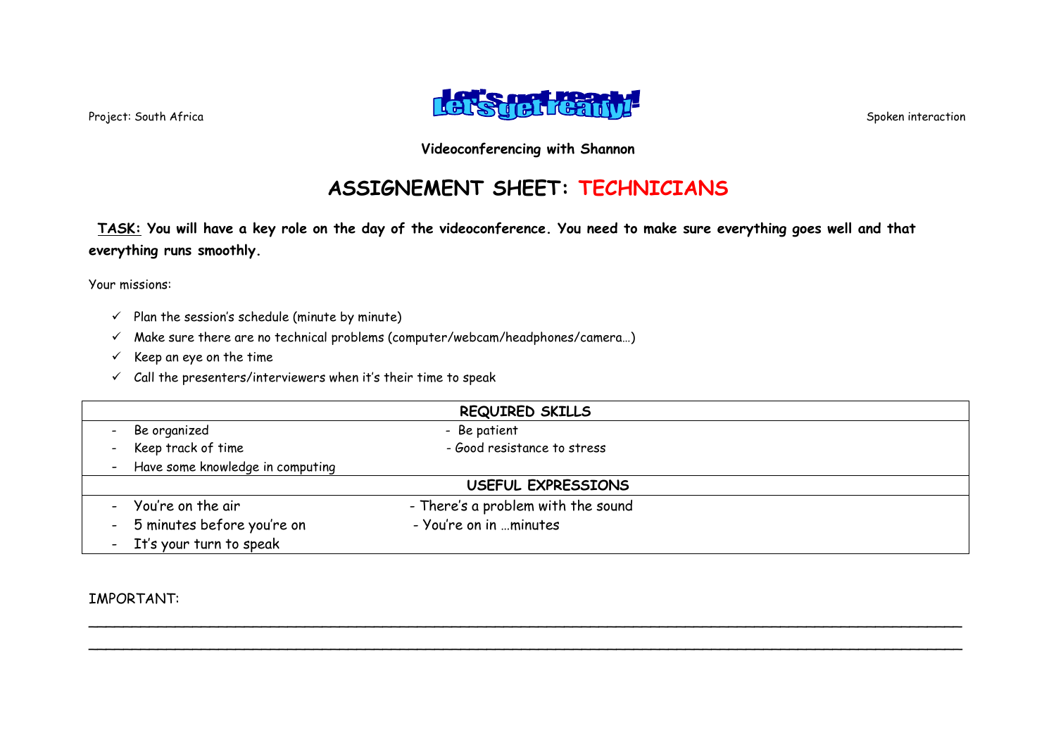Project: South Africa

Let's get ready!

Spoken interaction

**Videoconferencing with Shannon**

# ASSIGNEMENT SHEET: TECHNICIANS

**TASK: You will have a key role on the day of the videoconference. You need to make sure everything goes well and that everything runs smoothly.**

Your missions:

- ✓ Plan the session's schedule (minute by minute)
- ✓ Make sure there are no technical problems (computer/webcam/headphones/camera…)
- ✓ Keep an eye on the time
- ✓ Call the presenters/interviewers when it's their time to speak

| REQUIRED SKILLS | |
|---|---|
| - Be organized | - Be patient |
| - Keep track of time | - Good resistance to stress |
| - Have some knowledge in computing | |
| **USEFUL EXPRESSIONS** | |
| - You're on the air | - There's a problem with the sound |
| - 5 minutes before you're on | - You're on in …minutes |
| - It's your turn to speak | |

IMPORTANT:

______________________________________________________________________________________

______________________________________________________________________________________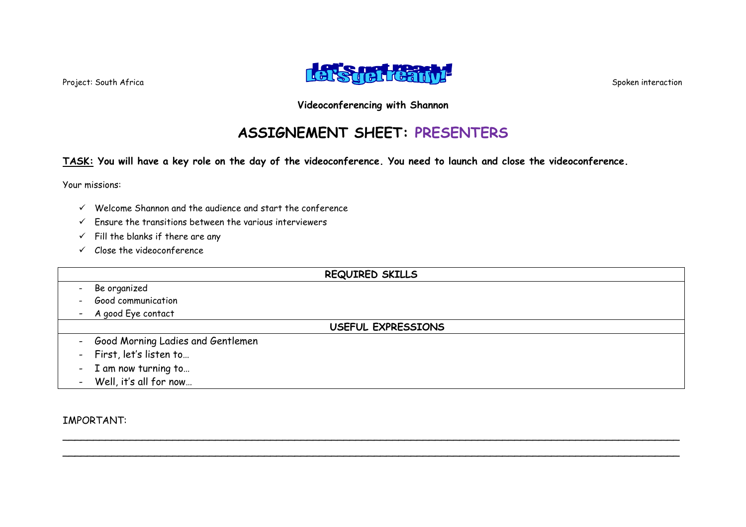Project: South Africa

Let's get ready!

Spoken interaction

**Videoconferencing with Shannon**

# ASSIGNEMENT SHEET: PRESENTERS

**TASK: You will have a key role on the day of the videoconference. You need to launch and close the videoconference.**

Your missions:

- ✓ Welcome Shannon and the audience and start the conference
- ✓ Ensure the transitions between the various interviewers
- ✓ Fill the blanks if there are any
- ✓ Close the videoconference

| REQUIRED SKILLS |
| --- |
| - Be organized<br>- Good communication<br>- A good Eye contact |
| **USEFUL EXPRESSIONS** |
| - Good Morning Ladies and Gentlemen<br>- First, let's listen to…<br>- I am now turning to…<br>- Well, it's all for now… |

IMPORTANT:

________________________________________________________________________________________________

________________________________________________________________________________________________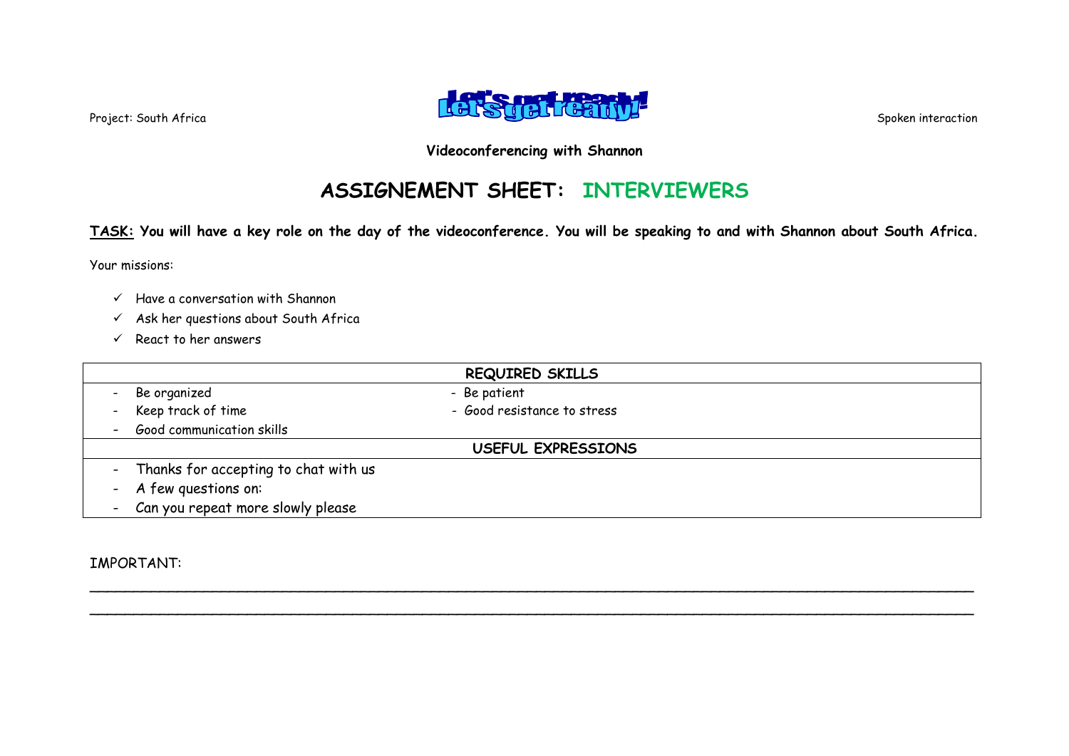Project: South Africa

Let's get ready!

Spoken interaction

**Videoconferencing with Shannon**

# ASSIGNEMENT SHEET: INTERVIEWERS

**TASK: You will have a key role on the day of the videoconference. You will be speaking to and with Shannon about South Africa.**

Your missions:

- ✓ Have a conversation with Shannon
- ✓ Ask her questions about South Africa
- ✓ React to her answers

| REQUIRED SKILLS | |
|---|---|
| - Be organized | - Be patient |
| - Keep track of time | - Good resistance to stress |
| - Good communication skills | |
| **USEFUL EXPRESSIONS** | |
| - Thanks for accepting to chat with us | |
| - A few questions on: | |
| - Can you repeat more slowly please | |

IMPORTANT:

______________________________________________________________________________________________

______________________________________________________________________________________________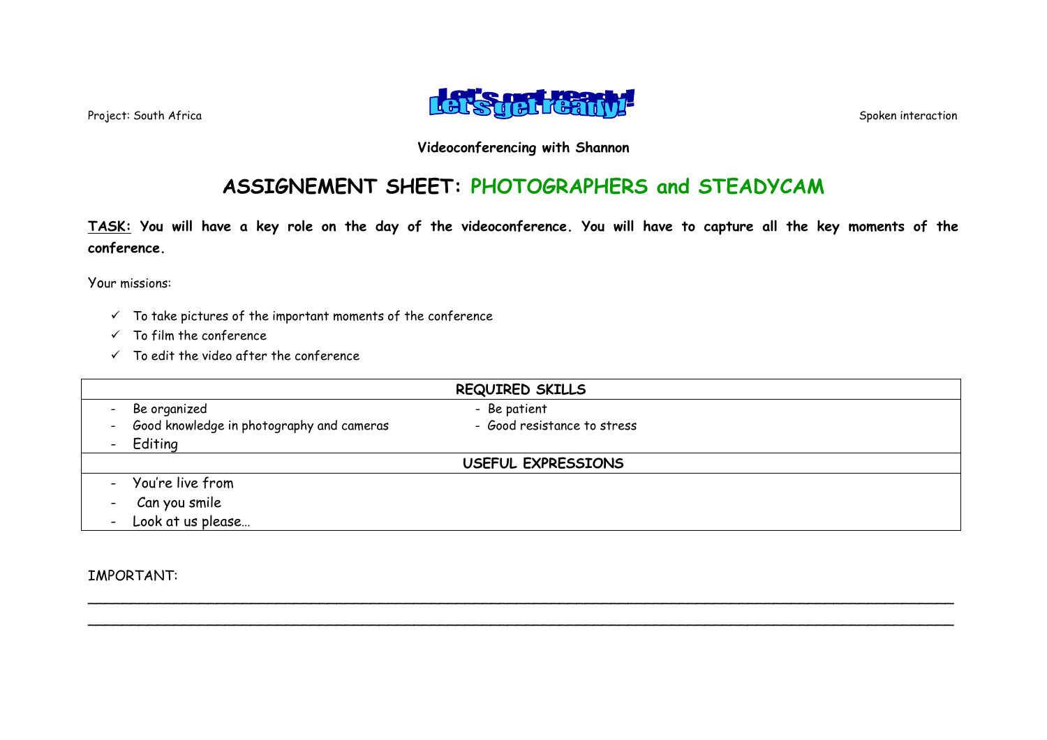Project: South Africa

**Let's get ready!**

Spoken interaction

**Videoconferencing with Shannon**

# ASSIGNEMENT SHEET: PHOTOGRAPHERS and STEADYCAM

**TASK: You will have a key role on the day of the videoconference. You will have to capture all the key moments of the conference.**

Your missions:

- ✓ To take pictures of the important moments of the conference
- ✓ To film the conference
- ✓ To edit the video after the conference

| REQUIRED SKILLS | |
|---|---|
| - Be organized | - Be patient |
| - Good knowledge in photography and cameras | - Good resistance to stress |
| - Editing | |
| **USEFUL EXPRESSIONS** | |
| - You're live from | |
| - Can you smile | |
| - Look at us please… | |

IMPORTANT:

______________________________________________________________________________________________

______________________________________________________________________________________________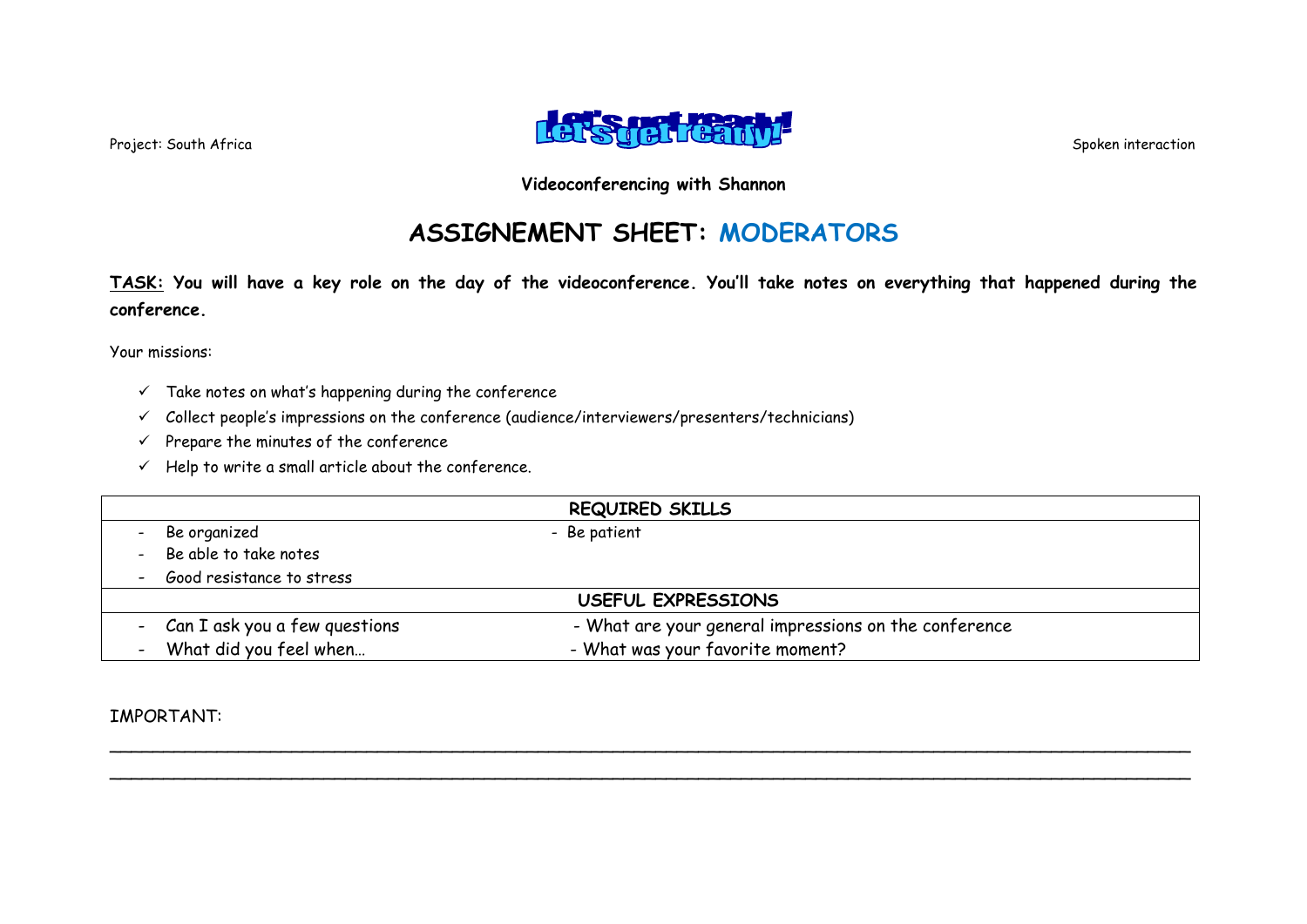Project: South Africa

Let's get ready!

Spoken interaction

**Videoconferencing with Shannon**

# ASSIGNEMENT SHEET: MODERATORS

**TASK: You will have a key role on the day of the videoconference. You'll take notes on everything that happened during the conference.**

Your missions:

- ✓ Take notes on what's happening during the conference
- ✓ Collect people's impressions on the conference (audience/interviewers/presenters/technicians)
- ✓ Prepare the minutes of the conference
- ✓ Help to write a small article about the conference.

| REQUIRED SKILLS | |
|---|---|
| - Be organized<br>- Be able to take notes<br>- Good resistance to stress | - Be patient |
| **USEFUL EXPRESSIONS** | |
| - Can I ask you a few questions<br>- What did you feel when… | - What are your general impressions on the conference<br>- What was your favorite moment? |

IMPORTANT:

_______________________________________________________________________________

_______________________________________________________________________________